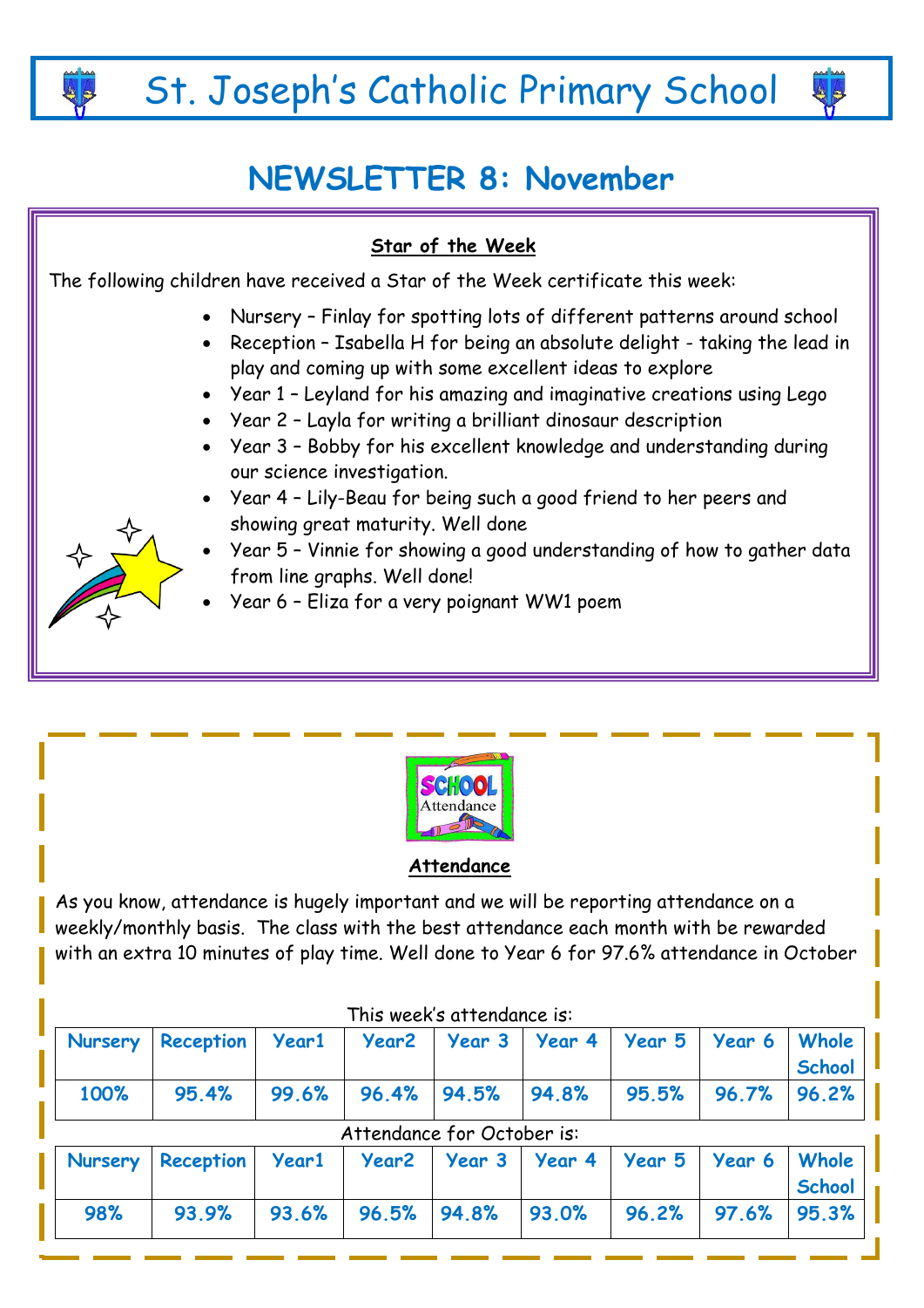# St. Joseph's Catholic Primary School

## NEWSLETTER 8: November

### Star of the Week

The following children have received a Star of the Week certificate this week:

- Nursery – Finlay for spotting lots of different patterns around school
- Reception – Isabella H for being an absolute delight - taking the lead in play and coming up with some excellent ideas to explore
- Year 1 – Leyland for his amazing and imaginative creations using Lego
- Year 2 – Layla for writing a brilliant dinosaur description
- Year 3 – Bobby for his excellent knowledge and understanding during our science investigation.
- Year 4 – Lily-Beau for being such a good friend to her peers and showing great maturity. Well done
- Year 5 – Vinnie for showing a good understanding of how to gather data from line graphs. Well done!
- Year 6 – Eliza for a very poignant WW1 poem

### Attendance

As you know, attendance is hugely important and we will be reporting attendance on a weekly/monthly basis. The class with the best attendance each month with be rewarded with an extra 10 minutes of play time. Well done to Year 6 for 97.6% attendance in October

This week's attendance is:

| Nursery | Reception | Year1 | Year2 | Year 3 | Year 4 | Year 5 | Year 6 | Whole School |
|---|---|---|---|---|---|---|---|---|
| 100% | 95.4% | 99.6% | 96.4% | 94.5% | 94.8% | 95.5% | 96.7% | 96.2% |

Attendance for October is:

| Nursery | Reception | Year1 | Year2 | Year 3 | Year 4 | Year 5 | Year 6 | Whole School |
|---|---|---|---|---|---|---|---|---|
| 98% | 93.9% | 93.6% | 96.5% | 94.8% | 93.0% | 96.2% | 97.6% | 95.3% |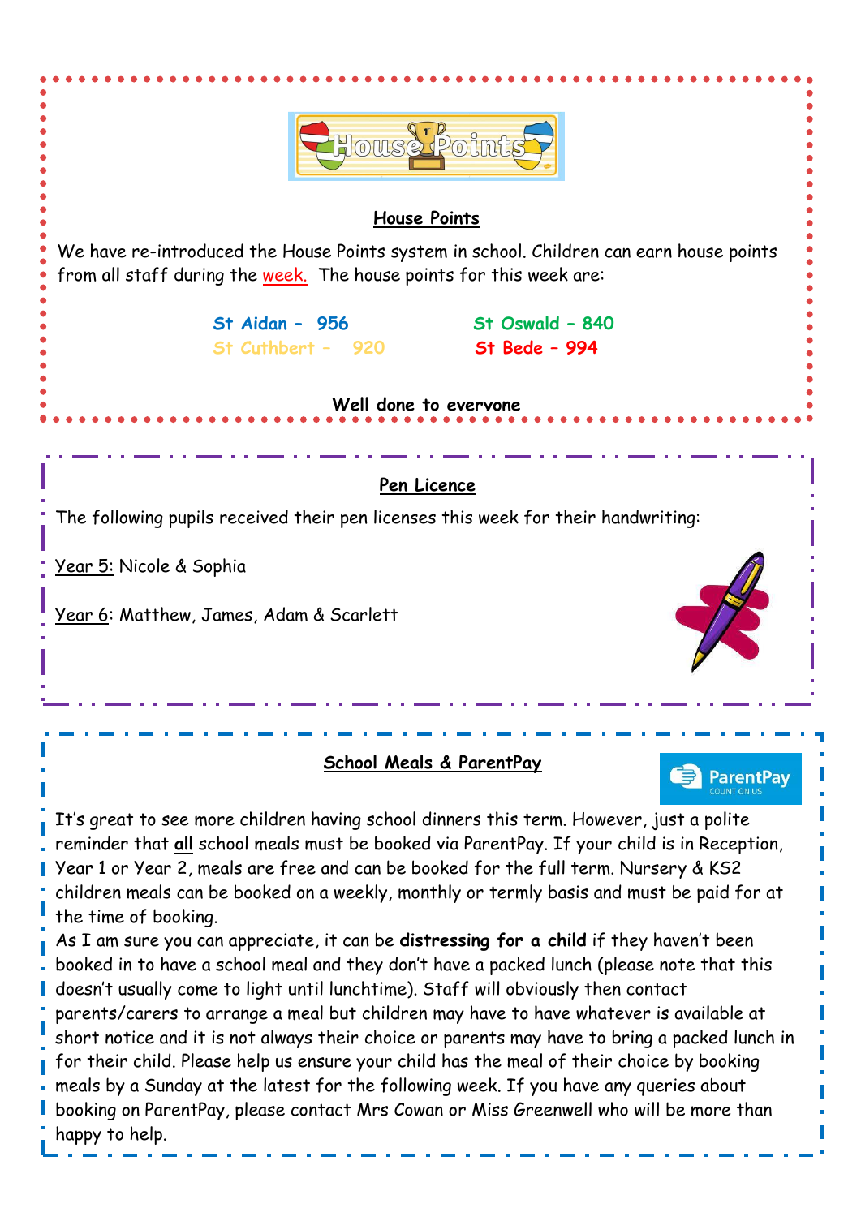## House Points

We have re-introduced the House Points system in school. Children can earn house points from all staff during the week. The house points for this week are:

St Aidan – 956

St Oswald – 840

St Cuthbert – 920

St Bede – 994

**Well done to everyone**

## Pen Licence

The following pupils received their pen licenses this week for their handwriting:

Year 5: Nicole & Sophia

Year 6: Matthew, James, Adam & Scarlett

## School Meals & ParentPay

It's great to see more children having school dinners this term. However, just a polite reminder that **all** school meals must be booked via ParentPay. If your child is in Reception, Year 1 or Year 2, meals are free and can be booked for the full term. Nursery & KS2 children meals can be booked on a weekly, monthly or termly basis and must be paid for at the time of booking.

As I am sure you can appreciate, it can be **distressing for a child** if they haven't been booked in to have a school meal and they don't have a packed lunch (please note that this doesn't usually come to light until lunchtime). Staff will obviously then contact parents/carers to arrange a meal but children may have to have whatever is available at short notice and it is not always their choice or parents may have to bring a packed lunch in for their child. Please help us ensure your child has the meal of their choice by booking meals by a Sunday at the latest for the following week. If you have any queries about booking on ParentPay, please contact Mrs Cowan or Miss Greenwell who will be more than happy to help.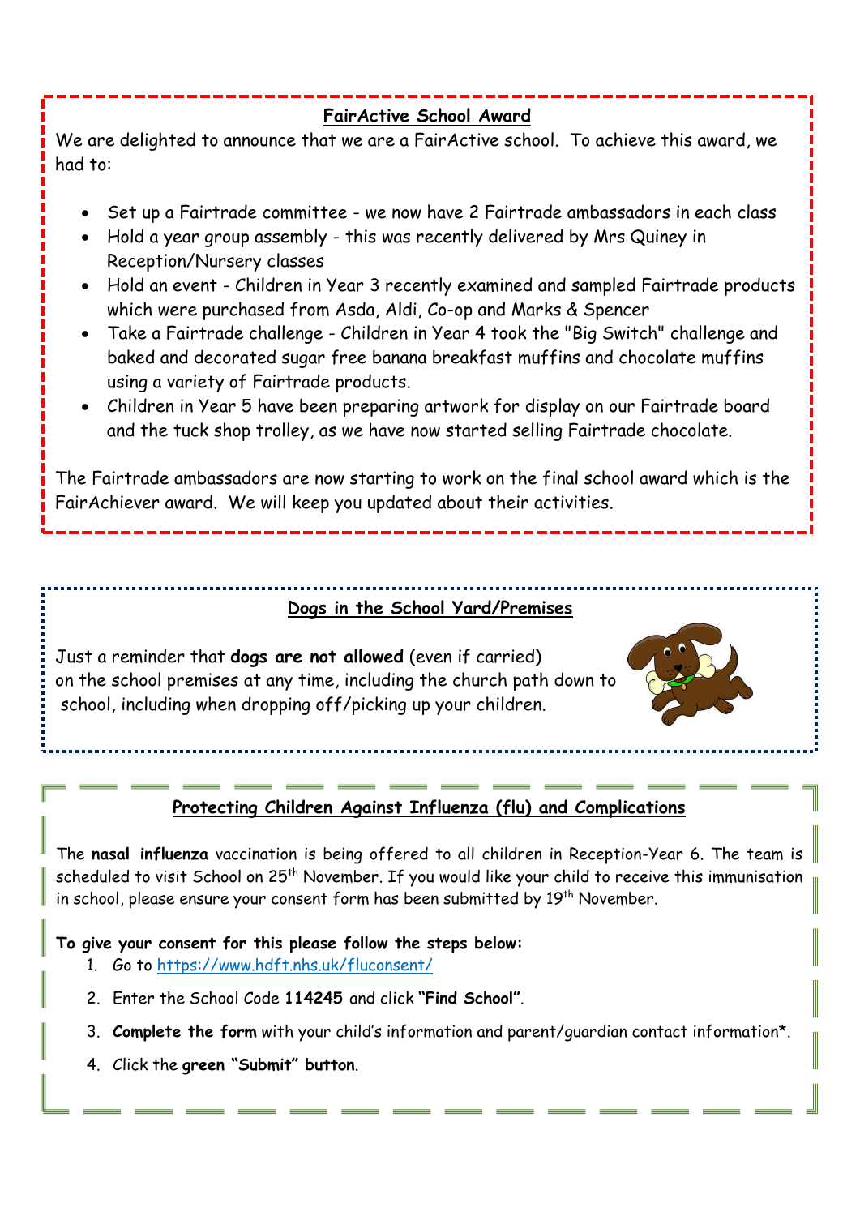## FairActive School Award

We are delighted to announce that we are a FairActive school. To achieve this award, we had to:

- Set up a Fairtrade committee - we now have 2 Fairtrade ambassadors in each class
- Hold a year group assembly - this was recently delivered by Mrs Quiney in Reception/Nursery classes
- Hold an event - Children in Year 3 recently examined and sampled Fairtrade products which were purchased from Asda, Aldi, Co-op and Marks & Spencer
- Take a Fairtrade challenge - Children in Year 4 took the "Big Switch" challenge and baked and decorated sugar free banana breakfast muffins and chocolate muffins using a variety of Fairtrade products.
- Children in Year 5 have been preparing artwork for display on our Fairtrade board and the tuck shop trolley, as we have now started selling Fairtrade chocolate.

The Fairtrade ambassadors are now starting to work on the final school award which is the FairAchiever award. We will keep you updated about their activities.

## Dogs in the School Yard/Premises

Just a reminder that **dogs are not allowed** (even if carried) on the school premises at any time, including the church path down to school, including when dropping off/picking up your children.

## Protecting Children Against Influenza (flu) and Complications

The **nasal influenza** vaccination is being offered to all children in Reception-Year 6. The team is scheduled to visit School on 25th November. If you would like your child to receive this immunisation in school, please ensure your consent form has been submitted by 19th November.

**To give your consent for this please follow the steps below:**

1. Go to https://www.hdft.nhs.uk/fluconsent/
2. Enter the School Code **114245** and click **"Find School"**.
3. **Complete the form** with your child's information and parent/guardian contact information*.
4. Click the **green "Submit" button**.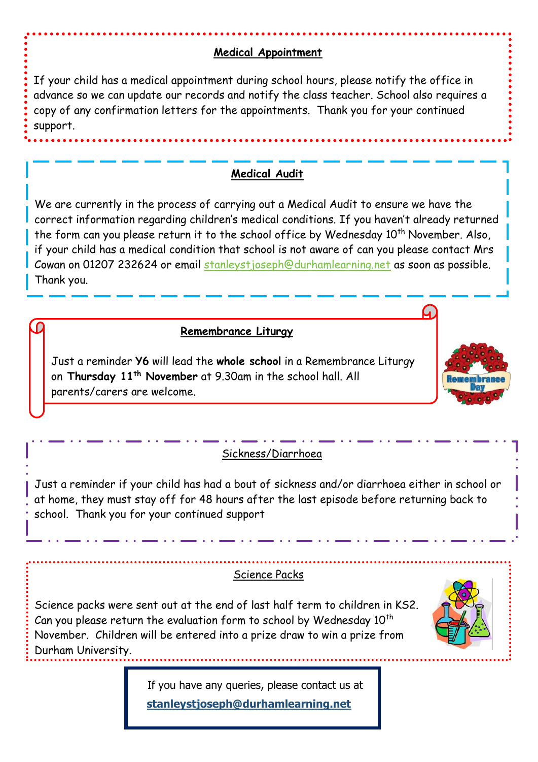## Medical Appointment

If your child has a medical appointment during school hours, please notify the office in advance so we can update our records and notify the class teacher. School also requires a copy of any confirmation letters for the appointments. Thank you for your continued support.

## Medical Audit

We are currently in the process of carrying out a Medical Audit to ensure we have the correct information regarding children's medical conditions. If you haven't already returned the form can you please return it to the school office by Wednesday 10th November. Also, if your child has a medical condition that school is not aware of can you please contact Mrs Cowan on 01207 232624 or email stanleystjoseph@durhamlearning.net as soon as possible. Thank you.

## Remembrance Liturgy

Just a reminder **Y6** will lead the **whole school** in a Remembrance Liturgy on **Thursday 11th November** at 9.30am in the school hall. All parents/carers are welcome.

## Sickness/Diarrhoea

Just a reminder if your child has had a bout of sickness and/or diarrhoea either in school or at home, they must stay off for 48 hours after the last episode before returning back to school. Thank you for your continued support

## Science Packs

Science packs were sent out at the end of last half term to children in KS2. Can you please return the evaluation form to school by Wednesday 10th November. Children will be entered into a prize draw to win a prize from Durham University.

If you have any queries, please contact us at

**stanleystjoseph@durhamlearning.net**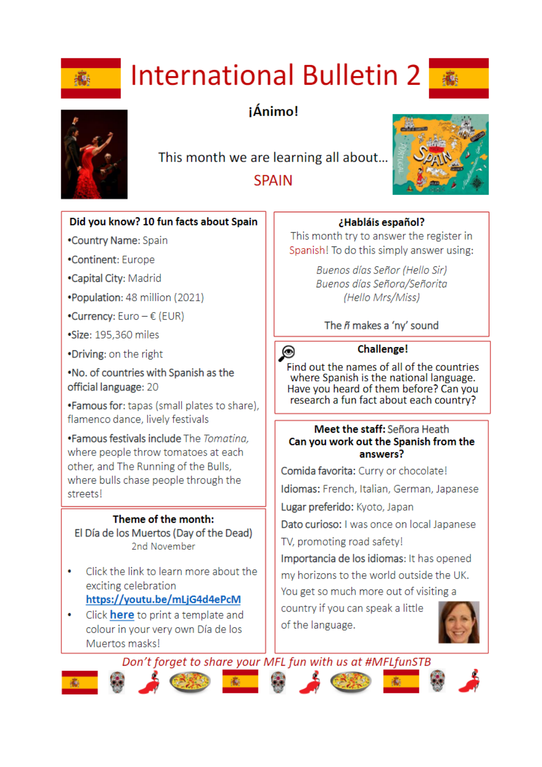# International Bulletin 2

**¡Ánimo!**

This month we are learning all about…

SPAIN

## Did you know? 10 fun facts about Spain

- **Country Name**: Spain
- **Continent**: Europe
- **Capital City**: Madrid
- **Population**: 48 million (2021)
- **Currency**: Euro – € (EUR)
- **Size**: 195,360 miles
- **Driving**: on the right
- **No. of countries with Spanish as the official language**: 20
- **Famous for**: tapas (small plates to share), flamenco dance, lively festivals
- **Famous festivals include** The *Tomatina*, where people throw tomatoes at each other, and The Running of the Bulls, where bulls chase people through the streets!

## Theme of the month:

El Día de los Muertos (Day of the Dead)

2nd November

- Click the link to learn more about the exciting celebration https://youtu.be/mLjG4d4ePcM
- Click **here** to print a template and colour in your very own Día de los Muertos masks!

## ¿Habláis español?

This month try to answer the register in Spanish! To do this simply answer using:

*Buenos días Señor (Hello Sir)*
*Buenos días Señora/Señorita (Hello Mrs/Miss)*

The *ñ* makes a 'ny' sound

## Challenge!

Find out the names of all of the countries where Spanish is the national language. Have you heard of them before? Can you research a fun fact about each country?

## Meet the staff: Señora Heath

**Can you work out the Spanish from the answers?**

**Comida favorita:** Curry or chocolate!

**Idiomas:** French, Italian, German, Japanese

**Lugar preferido:** Kyoto, Japan

**Dato curioso:** I was once on local Japanese TV, promoting road safety!

**Importancia de los idiomas:** It has opened my horizons to the world outside the UK. You get so much more out of visiting a country if you can speak a little of the language.

*Don't forget to share your MFL fun with us at #MFLfunSTB*